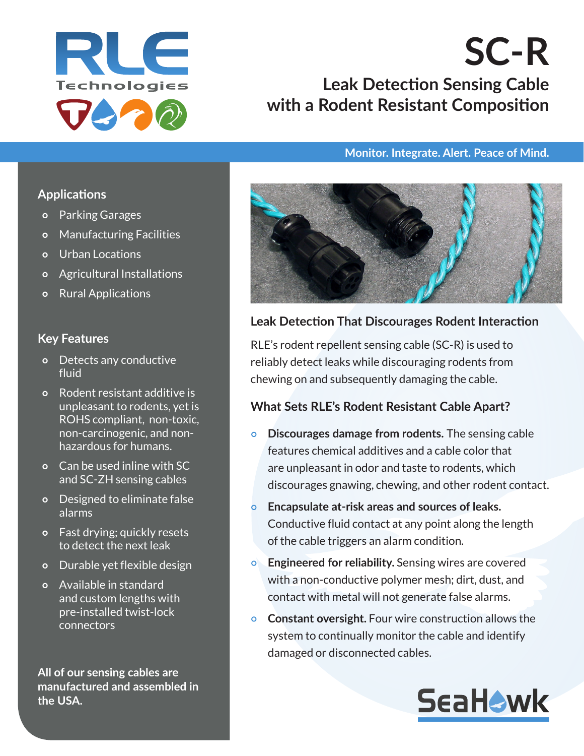RLE Technologies

# SC-R

## Leak Detection Sensing Cable with a Rodent Resistant Composition

**Monitor. Integrate. Alert. Peace of Mind.**

### Applications

- Parking Garages
- Manufacturing Facilities
- Urban Locations
- Agricultural Installations
- Rural Applications

### Key Features

- Detects any conductive fluid
- Rodent resistant additive is unpleasant to rodents, yet is ROHS compliant, non-toxic, non-carcinogenic, and non-hazardous for humans.
- Can be used inline with SC and SC-ZH sensing cables
- Designed to eliminate false alarms
- Fast drying; quickly resets to detect the next leak
- Durable yet flexible design
- Available in standard and custom lengths with pre-installed twist-lock connectors

**All of our sensing cables are manufactured and assembled in the USA.**

### Leak Detection That Discourages Rodent Interaction

RLE's rodent repellent sensing cable (SC-R) is used to reliably detect leaks while discouraging rodents from chewing on and subsequently damaging the cable.

### What Sets RLE's Rodent Resistant Cable Apart?

- **Discourages damage from rodents.** The sensing cable features chemical additives and a cable color that are unpleasant in odor and taste to rodents, which discourages gnawing, chewing, and other rodent contact.
- **Encapsulate at-risk areas and sources of leaks.** Conductive fluid contact at any point along the length of the cable triggers an alarm condition.
- **Engineered for reliability.** Sensing wires are covered with a non-conductive polymer mesh; dirt, dust, and contact with metal will not generate false alarms.
- **Constant oversight.** Four wire construction allows the system to continually monitor the cable and identify damaged or disconnected cables.

SeaHawk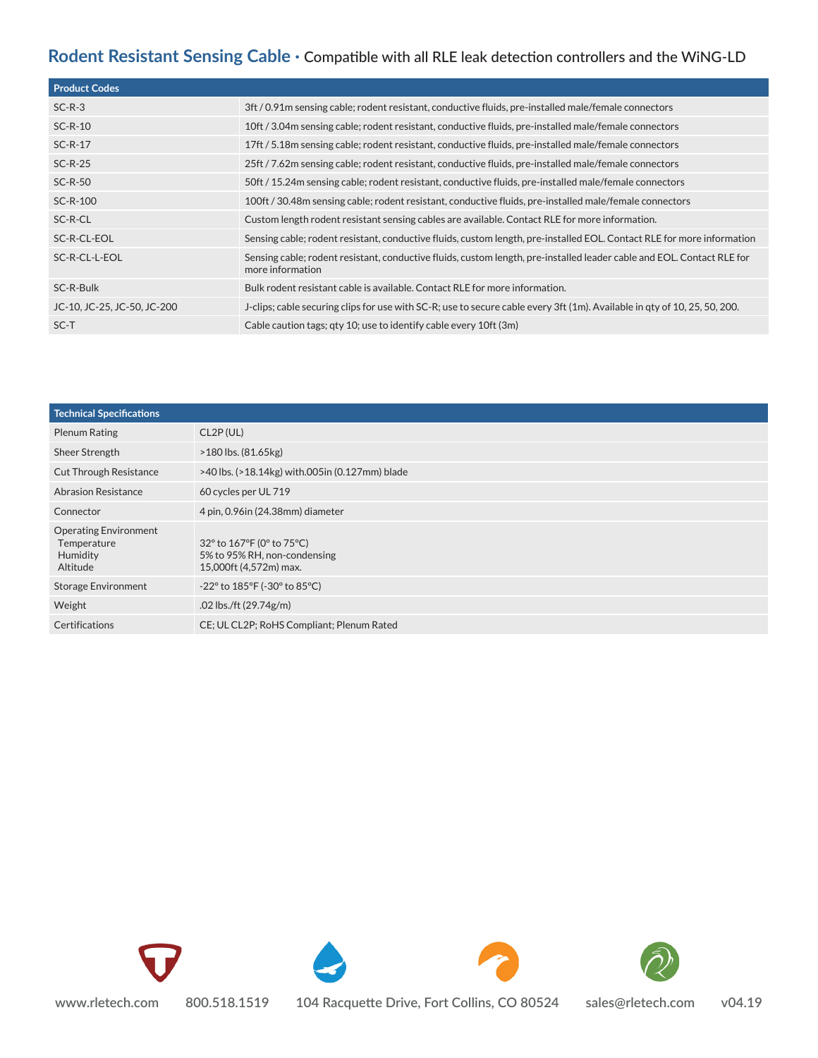## Rodent Resistant Sensing Cable • Compatible with all RLE leak detection controllers and the WiNG-LD

| Product Codes | |
|---|---|
| SC-R-3 | 3ft / 0.91m sensing cable; rodent resistant, conductive fluids, pre-installed male/female connectors |
| SC-R-10 | 10ft / 3.04m sensing cable; rodent resistant, conductive fluids, pre-installed male/female connectors |
| SC-R-17 | 17ft / 5.18m sensing cable; rodent resistant, conductive fluids, pre-installed male/female connectors |
| SC-R-25 | 25ft / 7.62m sensing cable; rodent resistant, conductive fluids, pre-installed male/female connectors |
| SC-R-50 | 50ft / 15.24m sensing cable; rodent resistant, conductive fluids, pre-installed male/female connectors |
| SC-R-100 | 100ft / 30.48m sensing cable; rodent resistant, conductive fluids, pre-installed male/female connectors |
| SC-R-CL | Custom length rodent resistant sensing cables are available. Contact RLE for more information. |
| SC-R-CL-EOL | Sensing cable; rodent resistant, conductive fluids, custom length, pre-installed EOL. Contact RLE for more information |
| SC-R-CL-L-EOL | Sensing cable; rodent resistant, conductive fluids, custom length, pre-installed leader cable and EOL. Contact RLE for more information |
| SC-R-Bulk | Bulk rodent resistant cable is available. Contact RLE for more information. |
| JC-10, JC-25, JC-50, JC-200 | J-clips; cable securing clips for use with SC-R; use to secure cable every 3ft (1m). Available in qty of 10, 25, 50, 200. |
| SC-T | Cable caution tags; qty 10; use to identify cable every 10ft (3m) |

| Technical Specifications | |
|---|---|
| Plenum Rating | CL2P (UL) |
| Sheer Strength | >180 lbs. (81.65kg) |
| Cut Through Resistance | >40 lbs. (>18.14kg) with.005in (0.127mm) blade |
| Abrasion Resistance | 60 cycles per UL 719 |
| Connector | 4 pin, 0.96in (24.38mm) diameter |
| Operating Environment<br>Temperature<br>Humidity<br>Altitude | <br>32° to 167°F (0° to 75°C)<br>5% to 95% RH, non-condensing<br>15,000ft (4,572m) max. |
| Storage Environment | -22° to 185°F (-30° to 85°C) |
| Weight | .02 lbs./ft (29.74g/m) |
| Certifications | CE; UL CL2P; RoHS Compliant; Plenum Rated |

www.rletech.com 800.518.1519 104 Racquette Drive, Fort Collins, CO 80524 sales@rletech.com v04.19